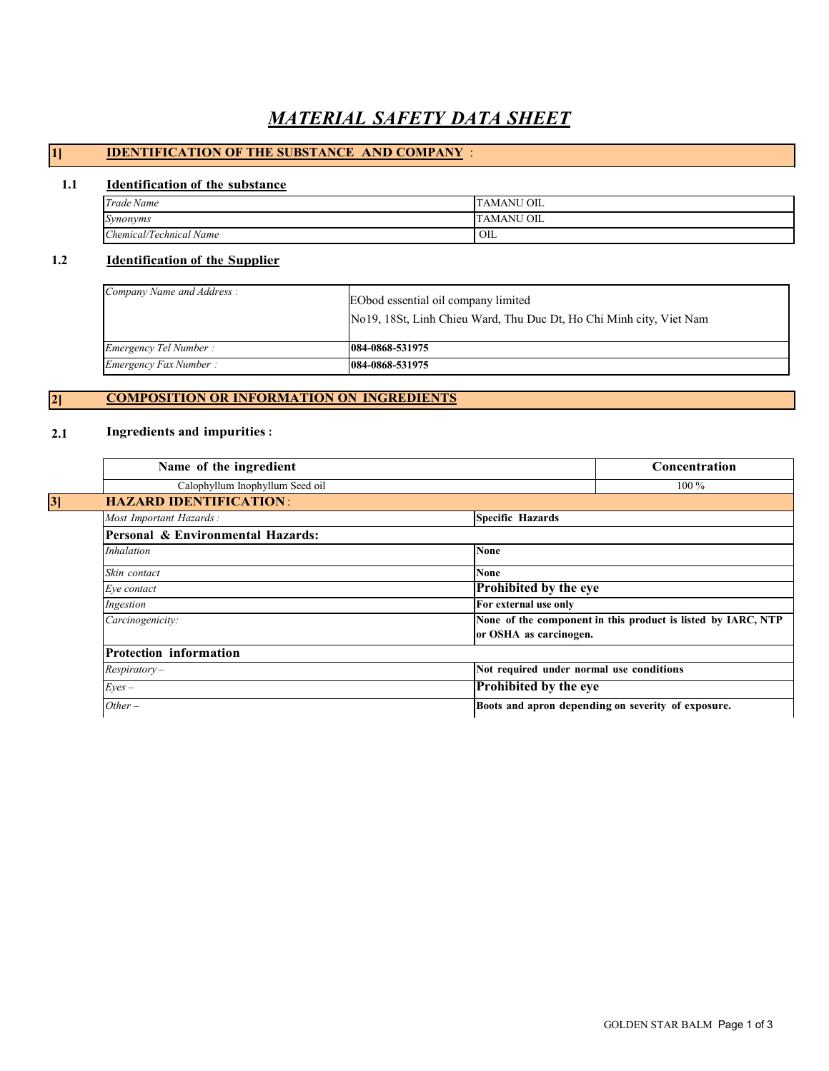# *MATERIAL SAFETY DATA SHEET*

## 1] IDENTIFICATION OF THE SUBSTANCE AND COMPANY :

### 1.1 Identification of the substance

| | |
|---|---|
| *Trade Name* | TAMANU OIL |
| *Synonyms* | TAMANU OIL |
| *Chemical/Technical Name* | OIL |

### 1.2 Identification of the Supplier

| | |
|---|---|
| *Company Name and Address :* | EObod essential oil company limited<br>No19, 18St, Linh Chieu Ward, Thu Duc Dt, Ho Chi Minh city, Viet Nam |
| *Emergency Tel Number :* | **084-0868-531975** |
| *Emergency Fax Number :* | **084-0868-531975** |

## 2] COMPOSITION OR INFORMATION ON INGREDIENTS

### 2.1 Ingredients and impurities :

| Name of the ingredient | Concentration |
|---|---|
| Calophyllum Inophyllum Seed oil | 100 % |

## 3] HAZARD IDENTIFICATION :

| | |
|---|---|
| *Most Important Hazards :* | **Specific Hazards** |
| **Personal & Environmental Hazards:** | |
| *Inhalation* | **None** |
| *Skin contact* | **None** |
| *Eye contact* | **Prohibited by the eye** |
| *Ingestion* | **For external use only** |
| *Carcinogenicity:* | **None of the component in this product is listed by IARC, NTP or OSHA as carcinogen.** |
| **Protection information** | |
| *Respiratory –* | **Not required under normal use conditions** |
| *Eyes –* | **Prohibited by the eye** |
| *Other –* | **Boots and apron depending on severity of exposure.** |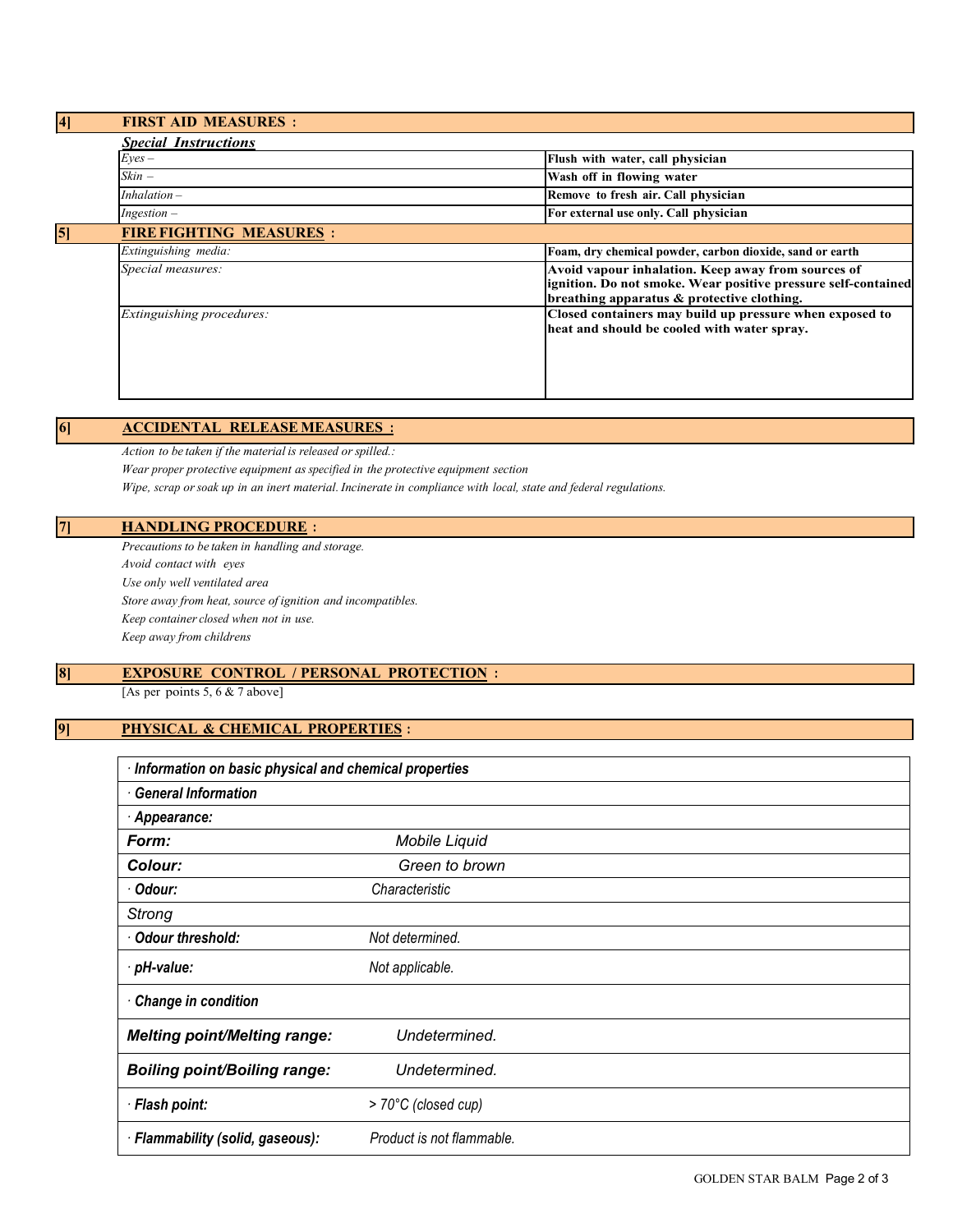## 4] FIRST AID MEASURES :

***Special Instructions***

| | |
|---|---|
| *Eyes –* | **Flush with water, call physician** |
| *Skin –* | **Wash off in flowing water** |
| *Inhalation –* | **Remove to fresh air. Call physician** |
| *Ingestion –* | **For external use only. Call physician** |

## 5] FIRE FIGHTING MEASURES :

| | |
|---|---|
| *Extinguishing media:* | **Foam, dry chemical powder, carbon dioxide, sand or earth** |
| *Special measures:* | **Avoid vapour inhalation. Keep away from sources of ignition. Do not smoke. Wear positive pressure self-contained breathing apparatus & protective clothing.** |
| *Extinguishing procedures:* | **Closed containers may build up pressure when exposed to heat and should be cooled with water spray.** |

## 6] ACCIDENTAL RELEASE MEASURES :

*Action to be taken if the material is released or spilled.:*

*Wear proper protective equipment as specified in the protective equipment section*

*Wipe, scrap or soak up in an inert material. Incinerate in compliance with local, state and federal regulations.*

## 7] HANDLING PROCEDURE :

*Precautions to be taken in handling and storage.*

*Avoid contact with eyes*

*Use only well ventilated area*

*Store away from heat, source of ignition and incompatibles.*

*Keep container closed when not in use.*

*Keep away from childrens*

## 8] EXPOSURE CONTROL / PERSONAL PROTECTION :

[As per points 5, 6 & 7 above]

## 9] PHYSICAL & CHEMICAL PROPERTIES :

| · ***Information on basic physical and chemical properties*** | |
|---|---|
| · ***General Information*** | |
| · ***Appearance:*** | |
| ***Form:*** | *Mobile Liquid* |
| ***Colour:*** | *Green to brown* |
| · ***Odour:*** | *Characteristic* |
| *Strong* | |
| · ***Odour threshold:*** | *Not determined.* |
| · ***pH-value:*** | *Not applicable.* |
| · ***Change in condition*** | |
| ***Melting point/Melting range:*** | *Undetermined.* |
| ***Boiling point/Boiling range:*** | *Undetermined.* |
| · ***Flash point:*** | *> 70°C (closed cup)* |
| · ***Flammability (solid, gaseous):*** | *Product is not flammable.* |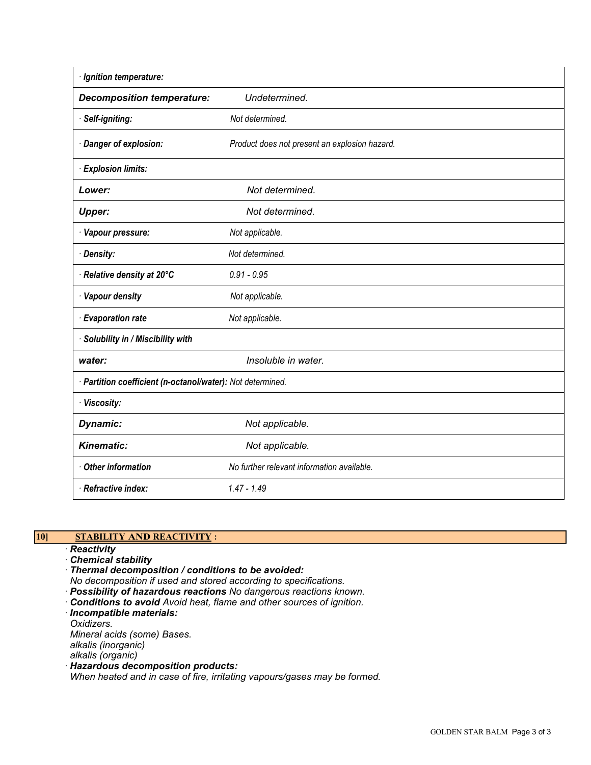| · **Ignition temperature:** | |
|---|---|
| **Decomposition temperature:** | *Undetermined.* |
| · **Self-igniting:** | *Not determined.* |
| · **Danger of explosion:** | *Product does not present an explosion hazard.* |
| · **Explosion limits:** | |
| **Lower:** | *Not determined.* |
| **Upper:** | *Not determined.* |
| · **Vapour pressure:** | *Not applicable.* |
| · **Density:** | *Not determined.* |
| · **Relative density at 20°C** | *0.91 - 0.95* |
| · **Vapour density** | *Not applicable.* |
| · **Evaporation rate** | *Not applicable.* |
| · **Solubility in / Miscibility with** | |
| **water:** | *Insoluble in water.* |
| · **Partition coefficient (n-octanol/water):** *Not determined.* | |
| · **Viscosity:** | |
| **Dynamic:** | *Not applicable.* |
| **Kinematic:** | *Not applicable.* |
| · **Other information** | *No further relevant information available.* |
| · **Refractive index:** | *1.47 - 1.49* |

## 10] STABILITY AND REACTIVITY :

· ***Reactivity***

· ***Chemical stability***

· ***Thermal decomposition / conditions to be avoided:***
*No decomposition if used and stored according to specifications.*

· ***Possibility of hazardous reactions*** *No dangerous reactions known.*

· ***Conditions to avoid*** *Avoid heat, flame and other sources of ignition.*

· ***Incompatible materials:***
*Oxidizers.*
*Mineral acids (some) Bases.*
*alkalis (inorganic)*
*alkalis (organic)*

· ***Hazardous decomposition products:***
*When heated and in case of fire, irritating vapours/gases may be formed.*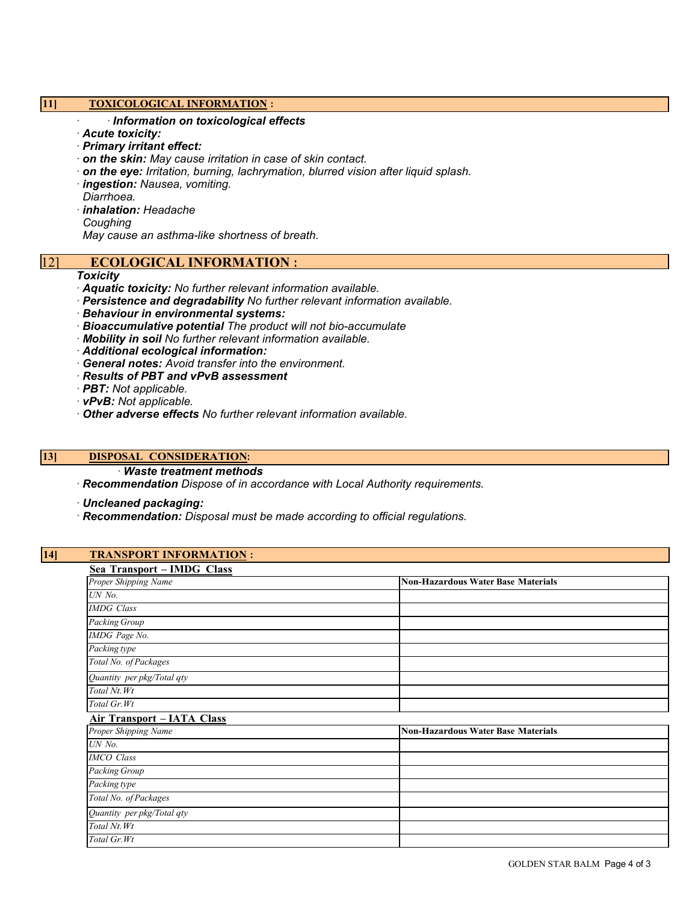## 11] TOXICOLOGICAL INFORMATION :

· · ***Information on toxicological effects***

· ***Acute toxicity:***

· ***Primary irritant effect:***

· ***on the skin:*** *May cause irritation in case of skin contact.*

· ***on the eye:*** *Irritation, burning, lachrymation, blurred vision after liquid splash.*

· ***ingestion:*** *Nausea, vomiting.*
*Diarrhoea.*

· ***inhalation:*** *Headache*
*Coughing*
*May cause an asthma-like shortness of breath.*

## 12] ECOLOGICAL INFORMATION :

***Toxicity***

· ***Aquatic toxicity:*** *No further relevant information available.*

· ***Persistence and degradability*** *No further relevant information available.*

· ***Behaviour in environmental systems:***

· ***Bioaccumulative potential*** *The product will not bio-accumulate*

· ***Mobility in soil*** *No further relevant information available.*

· ***Additional ecological information:***

· ***General notes:*** *Avoid transfer into the environment.*

· ***Results of PBT and vPvB assessment***

· ***PBT:*** *Not applicable.*

· ***vPvB:*** *Not applicable.*

· ***Other adverse effects*** *No further relevant information available.*

## 13] DISPOSAL CONSIDERATION:

· ***Waste treatment methods***

· ***Recommendation*** *Dispose of in accordance with Local Authority requirements.*

· ***Uncleaned packaging:***

· ***Recommendation:*** *Disposal must be made according to official regulations.*

## 14] TRANSPORT INFORMATION :

**Sea Transport – IMDG Class**

| *Proper Shipping Name* | **Non-Hazardous Water Base Materials** |
|---|---|
| *UN No.* | |
| *IMDG Class* | |
| *Packing Group* | |
| *IMDG Page No.* | |
| *Packing type* | |
| *Total No. of Packages* | |
| *Quantity per pkg/Total qty* | |
| *Total Nt.Wt* | |
| *Total Gr.Wt* | |

**Air Transport – IATA Class**

| *Proper Shipping Name* | **Non-Hazardous Water Base Materials** |
|---|---|
| *UN No.* | |
| *IMCO Class* | |
| *Packing Group* | |
| *Packing type* | |
| *Total No. of Packages* | |
| *Quantity per pkg/Total qty* | |
| *Total Nt.Wt* | |
| *Total Gr.Wt* | |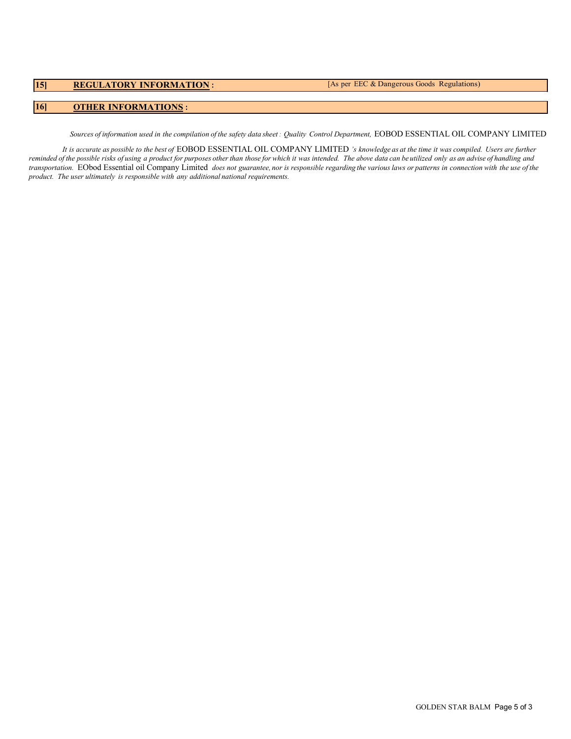## 15] **REGULATORY INFORMATION** :

[As per EEC & Dangerous Goods Regulations)

## 16] **OTHER INFORMATIONS** :

*Sources of information used in the compilation of the safety data sheet : Quality Control Department,* EOBOD ESSENTIAL OIL COMPANY LIMITED

*It is accurate as possible to the best of* EOBOD ESSENTIAL OIL COMPANY LIMITED *'s knowledge as at the time it was compiled. Users are further reminded of the possible risks of using a product for purposes other than those for which it was intended. The above data can be utilized only as an advise of handling and transportation.* EObod Essential oil Company Limited *does not guarantee, nor is responsible regarding the various laws or patterns in connection with the use of the product. The user ultimately is responsible with any additional national requirements.*